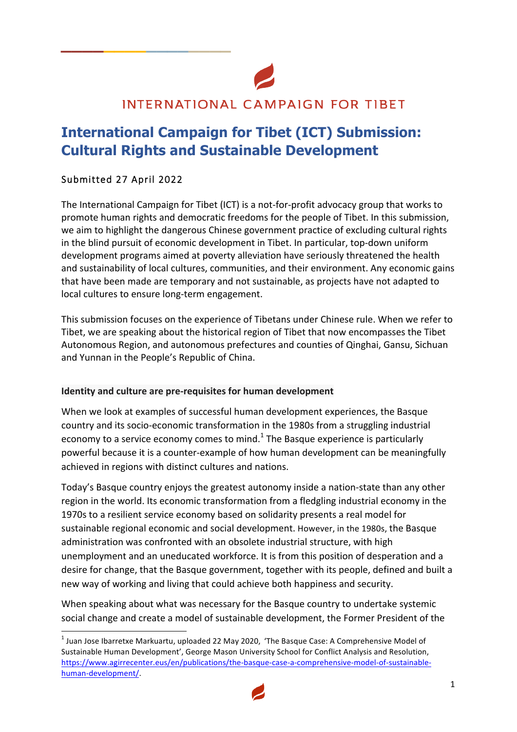INTERNATIONAL CAMPAIGN FOR TIBET

# International Campaign for Tibet (ICT) Submission: Cultural Rights and Sustainable Development

Submitted 27 April 2022

The International Campaign for Tibet (ICT) is a not-for-profit advocacy group that works to promote human rights and democratic freedoms for the people of Tibet. In this submission, we aim to highlight the dangerous Chinese government practice of excluding cultural rights in the blind pursuit of economic development in Tibet. In particular, top-down uniform development programs aimed at poverty alleviation have seriously threatened the health and sustainability of local cultures, communities, and their environment. Any economic gains that have been made are temporary and not sustainable, as projects have not adapted to local cultures to ensure long-term engagement.

This submission focuses on the experience of Tibetans under Chinese rule. When we refer to Tibet, we are speaking about the historical region of Tibet that now encompasses the Tibet Autonomous Region, and autonomous prefectures and counties of Qinghai, Gansu, Sichuan and Yunnan in the People's Republic of China.

**Identity and culture are pre-requisites for human development**

When we look at examples of successful human development experiences, the Basque country and its socio-economic transformation in the 1980s from a struggling industrial economy to a service economy comes to mind.[1] The Basque experience is particularly powerful because it is a counter-example of how human development can be meaningfully achieved in regions with distinct cultures and nations.

Today's Basque country enjoys the greatest autonomy inside a nation-state than any other region in the world. Its economic transformation from a fledgling industrial economy in the 1970s to a resilient service economy based on solidarity presents a real model for sustainable regional economic and social development. However, in the 1980s, the Basque administration was confronted with an obsolete industrial structure, with high unemployment and an uneducated workforce. It is from this position of desperation and a desire for change, that the Basque government, together with its people, defined and built a new way of working and living that could achieve both happiness and security.

When speaking about what was necessary for the Basque country to undertake systemic social change and create a model of sustainable development, the Former President of the

---

[1] Juan Jose Ibarretxe Markuartu, uploaded 22 May 2020, 'The Basque Case: A Comprehensive Model of Sustainable Human Development', George Mason University School for Conflict Analysis and Resolution, https://www.agirrecenter.eus/en/publications/the-basque-case-a-comprehensive-model-of-sustainable-human-development/.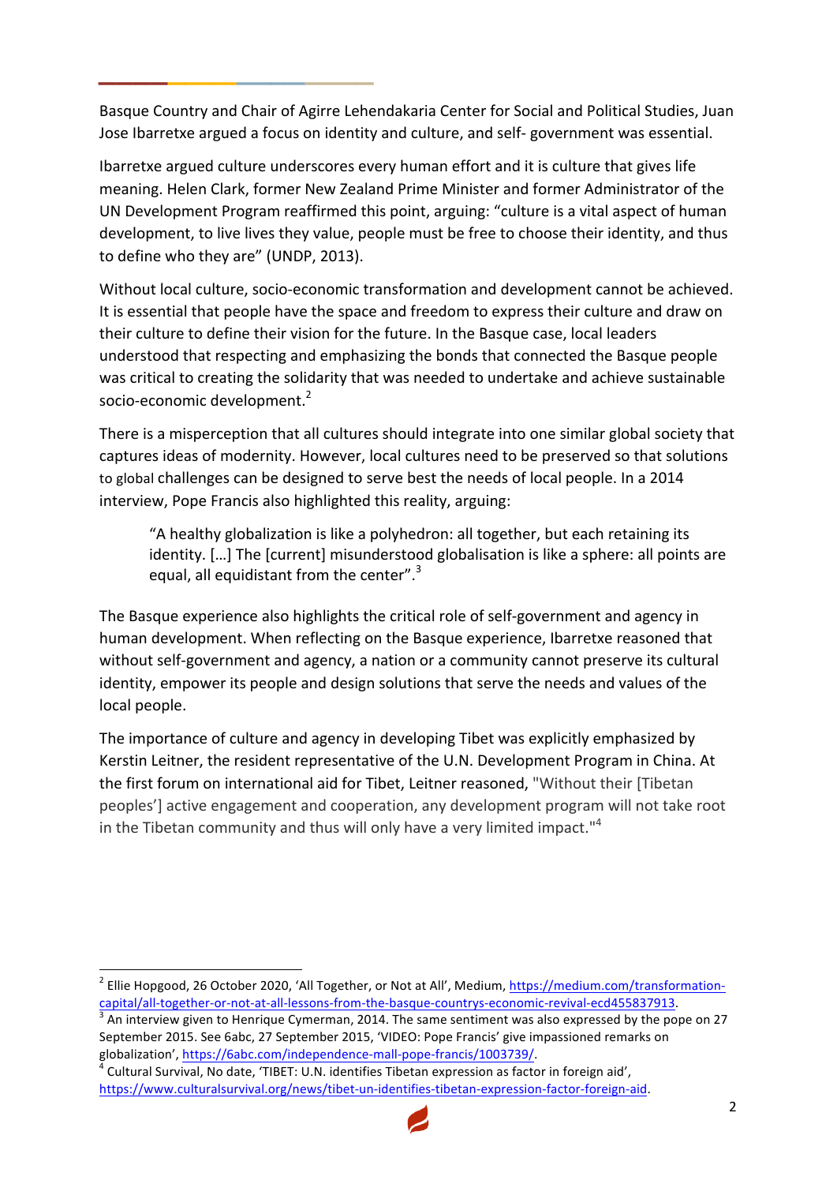Basque Country and Chair of Agirre Lehendakaria Center for Social and Political Studies, Juan Jose Ibarretxe argued a focus on identity and culture, and self- government was essential.

Ibarretxe argued culture underscores every human effort and it is culture that gives life meaning. Helen Clark, former New Zealand Prime Minister and former Administrator of the UN Development Program reaffirmed this point, arguing: "culture is a vital aspect of human development, to live lives they value, people must be free to choose their identity, and thus to define who they are" (UNDP, 2013).

Without local culture, socio-economic transformation and development cannot be achieved. It is essential that people have the space and freedom to express their culture and draw on their culture to define their vision for the future. In the Basque case, local leaders understood that respecting and emphasizing the bonds that connected the Basque people was critical to creating the solidarity that was needed to undertake and achieve sustainable socio-economic development.[2]

There is a misperception that all cultures should integrate into one similar global society that captures ideas of modernity. However, local cultures need to be preserved so that solutions to global challenges can be designed to serve best the needs of local people. In a 2014 interview, Pope Francis also highlighted this reality, arguing:

> "A healthy globalization is like a polyhedron: all together, but each retaining its identity. […] The [current] misunderstood globalisation is like a sphere: all points are equal, all equidistant from the center".[3]

The Basque experience also highlights the critical role of self-government and agency in human development. When reflecting on the Basque experience, Ibarretxe reasoned that without self-government and agency, a nation or a community cannot preserve its cultural identity, empower its people and design solutions that serve the needs and values of the local people.

The importance of culture and agency in developing Tibet was explicitly emphasized by Kerstin Leitner, the resident representative of the U.N. Development Program in China. At the first forum on international aid for Tibet, Leitner reasoned, "Without their [Tibetan peoples'] active engagement and cooperation, any development program will not take root in the Tibetan community and thus will only have a very limited impact."[4]

---

[2] Ellie Hopgood, 26 October 2020, 'All Together, or Not at All', Medium, https://medium.com/transformation-capital/all-together-or-not-at-all-lessons-from-the-basque-countrys-economic-revival-ecd455837913.

[3] An interview given to Henrique Cymerman, 2014. The same sentiment was also expressed by the pope on 27 September 2015. See 6abc, 27 September 2015, 'VIDEO: Pope Francis' give impassioned remarks on globalization', https://6abc.com/independence-mall-pope-francis/1003739/.

[4] Cultural Survival, No date, 'TIBET: U.N. identifies Tibetan expression as factor in foreign aid', https://www.culturalsurvival.org/news/tibet-un-identifies-tibetan-expression-factor-foreign-aid.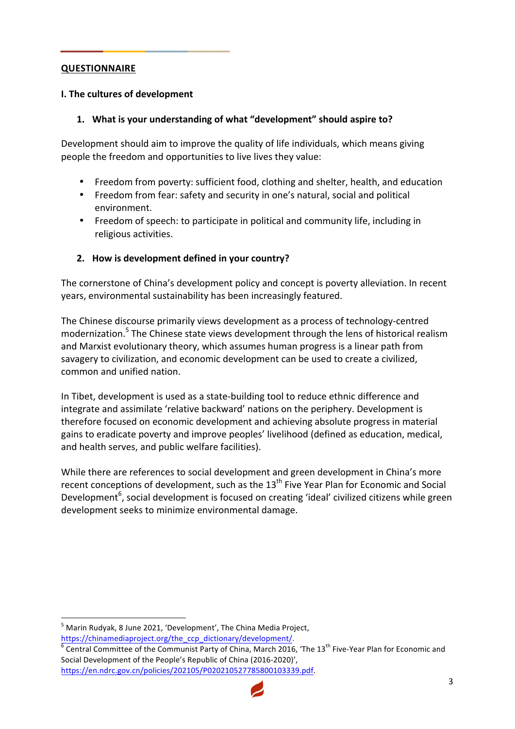## QUESTIONNAIRE

### I. The cultures of development

#### 1. What is your understanding of what "development" should aspire to?

Development should aim to improve the quality of life individuals, which means giving people the freedom and opportunities to live lives they value:

- Freedom from poverty: sufficient food, clothing and shelter, health, and education
- Freedom from fear: safety and security in one's natural, social and political environment.
- Freedom of speech: to participate in political and community life, including in religious activities.

#### 2. How is development defined in your country?

The cornerstone of China's development policy and concept is poverty alleviation. In recent years, environmental sustainability has been increasingly featured.

The Chinese discourse primarily views development as a process of technology-centred modernization.[5] The Chinese state views development through the lens of historical realism and Marxist evolutionary theory, which assumes human progress is a linear path from savagery to civilization, and economic development can be used to create a civilized, common and unified nation.

In Tibet, development is used as a state-building tool to reduce ethnic difference and integrate and assimilate 'relative backward' nations on the periphery. Development is therefore focused on economic development and achieving absolute progress in material gains to eradicate poverty and improve peoples' livelihood (defined as education, medical, and health serves, and public welfare facilities).

While there are references to social development and green development in China's more recent conceptions of development, such as the 13th Five Year Plan for Economic and Social Development[6], social development is focused on creating 'ideal' civilized citizens while green development seeks to minimize environmental damage.

---

[5] Marin Rudyak, 8 June 2021, 'Development', The China Media Project, https://chinamediaproject.org/the_ccp_dictionary/development/.

[6] Central Committee of the Communist Party of China, March 2016, 'The 13th Five-Year Plan for Economic and Social Development of the People's Republic of China (2016-2020)', https://en.ndrc.gov.cn/policies/202105/P020210527785800103339.pdf.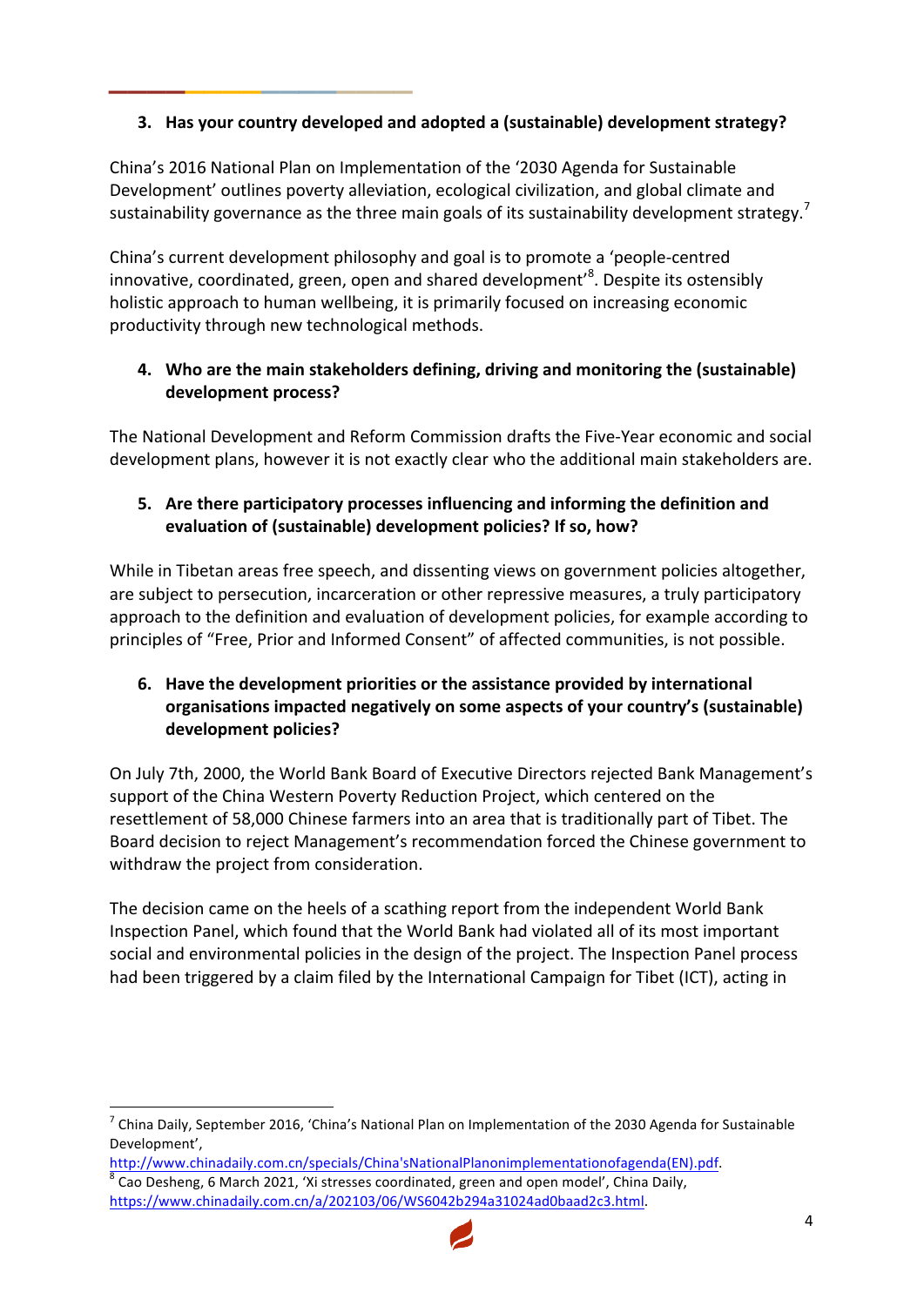3. **Has your country developed and adopted a (sustainable) development strategy?**

China's 2016 National Plan on Implementation of the '2030 Agenda for Sustainable Development' outlines poverty alleviation, ecological civilization, and global climate and sustainability governance as the three main goals of its sustainability development strategy.[7]

China's current development philosophy and goal is to promote a 'people-centred innovative, coordinated, green, open and shared development'[8]. Despite its ostensibly holistic approach to human wellbeing, it is primarily focused on increasing economic productivity through new technological methods.

4. **Who are the main stakeholders defining, driving and monitoring the (sustainable) development process?**

The National Development and Reform Commission drafts the Five-Year economic and social development plans, however it is not exactly clear who the additional main stakeholders are.

5. **Are there participatory processes influencing and informing the definition and evaluation of (sustainable) development policies? If so, how?**

While in Tibetan areas free speech, and dissenting views on government policies altogether, are subject to persecution, incarceration or other repressive measures, a truly participatory approach to the definition and evaluation of development policies, for example according to principles of "Free, Prior and Informed Consent" of affected communities, is not possible.

6. **Have the development priorities or the assistance provided by international organisations impacted negatively on some aspects of your country's (sustainable) development policies?**

On July 7th, 2000, the World Bank Board of Executive Directors rejected Bank Management's support of the China Western Poverty Reduction Project, which centered on the resettlement of 58,000 Chinese farmers into an area that is traditionally part of Tibet. The Board decision to reject Management's recommendation forced the Chinese government to withdraw the project from consideration.

The decision came on the heels of a scathing report from the independent World Bank Inspection Panel, which found that the World Bank had violated all of its most important social and environmental policies in the design of the project. The Inspection Panel process had been triggered by a claim filed by the International Campaign for Tibet (ICT), acting in

---

[7] China Daily, September 2016, 'China's National Plan on Implementation of the 2030 Agenda for Sustainable Development', http://www.chinadaily.com.cn/specials/China'sNationalPlanonimplementationofagenda(EN).pdf.

[8] Cao Desheng, 6 March 2021, 'Xi stresses coordinated, green and open model', China Daily, https://www.chinadaily.com.cn/a/202103/06/WS6042b294a31024ad0baad2c3.html.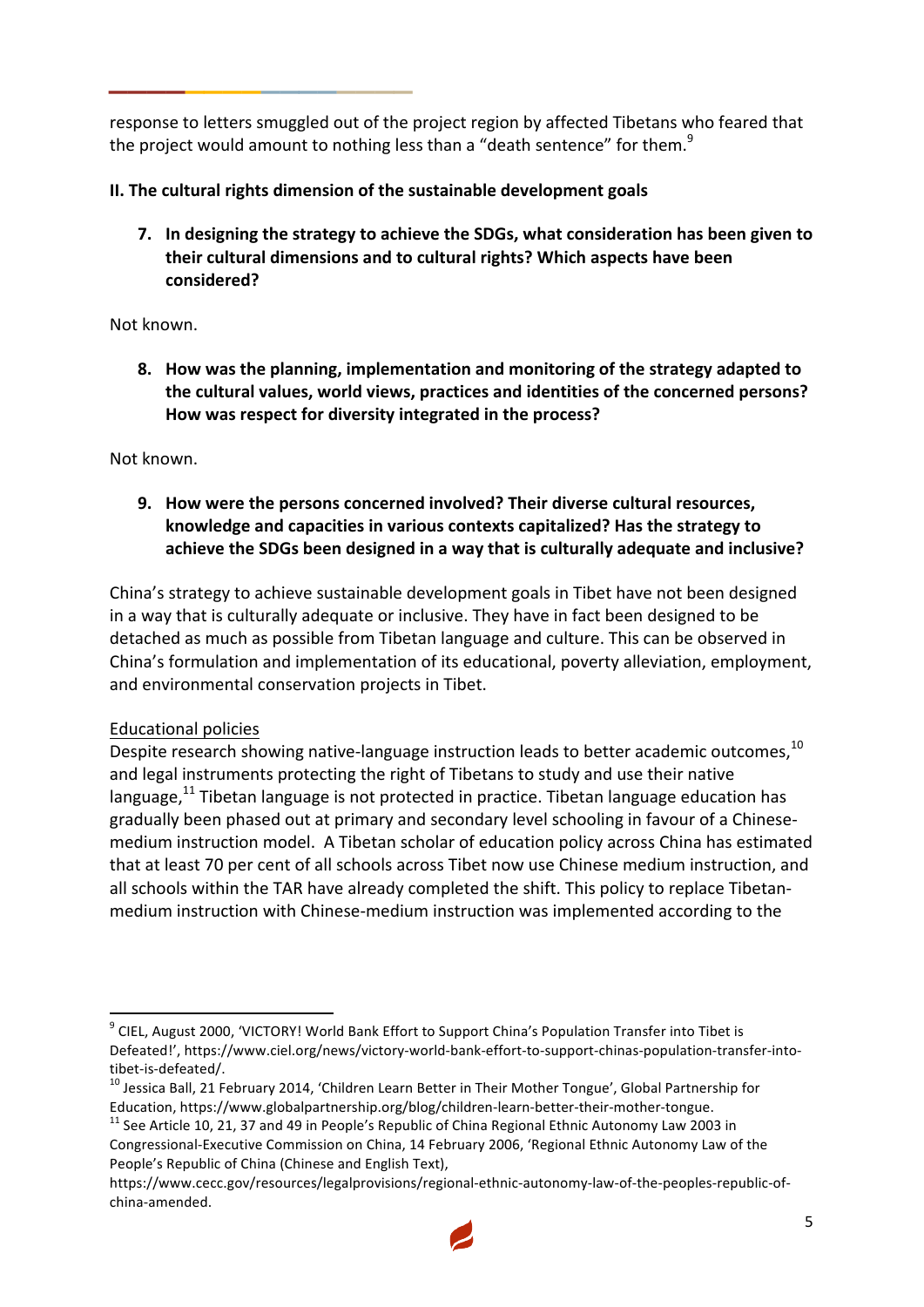response to letters smuggled out of the project region by affected Tibetans who feared that the project would amount to nothing less than a "death sentence" for them.[9]

## II. The cultural rights dimension of the sustainable development goals

**7. In designing the strategy to achieve the SDGs, what consideration has been given to their cultural dimensions and to cultural rights? Which aspects have been considered?**

Not known.

**8. How was the planning, implementation and monitoring of the strategy adapted to the cultural values, world views, practices and identities of the concerned persons? How was respect for diversity integrated in the process?**

Not known.

**9. How were the persons concerned involved? Their diverse cultural resources, knowledge and capacities in various contexts capitalized? Has the strategy to achieve the SDGs been designed in a way that is culturally adequate and inclusive?**

China's strategy to achieve sustainable development goals in Tibet have not been designed in a way that is culturally adequate or inclusive. They have in fact been designed to be detached as much as possible from Tibetan language and culture. This can be observed in China's formulation and implementation of its educational, poverty alleviation, employment, and environmental conservation projects in Tibet.

<u>Educational policies</u>

Despite research showing native-language instruction leads to better academic outcomes,[10] and legal instruments protecting the right of Tibetans to study and use their native language,[11] Tibetan language is not protected in practice. Tibetan language education has gradually been phased out at primary and secondary level schooling in favour of a Chinese-medium instruction model. A Tibetan scholar of education policy across China has estimated that at least 70 per cent of all schools across Tibet now use Chinese medium instruction, and all schools within the TAR have already completed the shift. This policy to replace Tibetan-medium instruction with Chinese-medium instruction was implemented according to the

---

[9] CIEL, August 2000, 'VICTORY! World Bank Effort to Support China's Population Transfer into Tibet is Defeated!', https://www.ciel.org/news/victory-world-bank-effort-to-support-chinas-population-transfer-into-tibet-is-defeated/.

[10] Jessica Ball, 21 February 2014, 'Children Learn Better in Their Mother Tongue', Global Partnership for Education, https://www.globalpartnership.org/blog/children-learn-better-their-mother-tongue.

[11] See Article 10, 21, 37 and 49 in People's Republic of China Regional Ethnic Autonomy Law 2003 in Congressional-Executive Commission on China, 14 February 2006, 'Regional Ethnic Autonomy Law of the People's Republic of China (Chinese and English Text), https://www.cecc.gov/resources/legalprovisions/regional-ethnic-autonomy-law-of-the-peoples-republic-of-china-amended.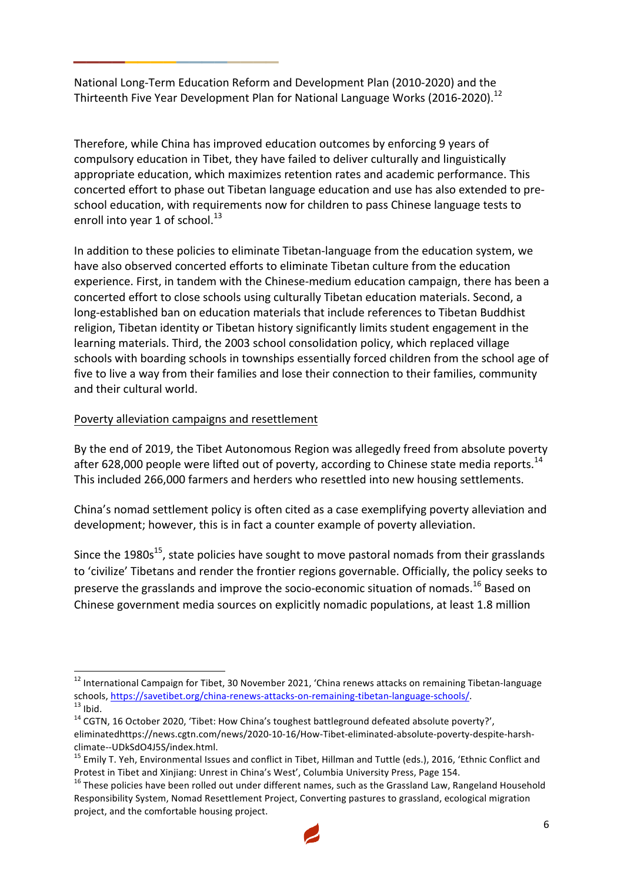National Long-Term Education Reform and Development Plan (2010-2020) and the Thirteenth Five Year Development Plan for National Language Works (2016-2020).[12]

Therefore, while China has improved education outcomes by enforcing 9 years of compulsory education in Tibet, they have failed to deliver culturally and linguistically appropriate education, which maximizes retention rates and academic performance. This concerted effort to phase out Tibetan language education and use has also extended to pre-school education, with requirements now for children to pass Chinese language tests to enroll into year 1 of school.[13]

In addition to these policies to eliminate Tibetan-language from the education system, we have also observed concerted efforts to eliminate Tibetan culture from the education experience. First, in tandem with the Chinese-medium education campaign, there has been a concerted effort to close schools using culturally Tibetan education materials. Second, a long-established ban on education materials that include references to Tibetan Buddhist religion, Tibetan identity or Tibetan history significantly limits student engagement in the learning materials. Third, the 2003 school consolidation policy, which replaced village schools with boarding schools in townships essentially forced children from the school age of five to live a way from their families and lose their connection to their families, community and their cultural world.

<u>Poverty alleviation campaigns and resettlement</u>

By the end of 2019, the Tibet Autonomous Region was allegedly freed from absolute poverty after 628,000 people were lifted out of poverty, according to Chinese state media reports.[14] This included 266,000 farmers and herders who resettled into new housing settlements.

China's nomad settlement policy is often cited as a case exemplifying poverty alleviation and development; however, this is in fact a counter example of poverty alleviation.

Since the 1980s[15], state policies have sought to move pastoral nomads from their grasslands to 'civilize' Tibetans and render the frontier regions governable. Officially, the policy seeks to preserve the grasslands and improve the socio-economic situation of nomads.[16] Based on Chinese government media sources on explicitly nomadic populations, at least 1.8 million

---

[12] International Campaign for Tibet, 30 November 2021, 'China renews attacks on remaining Tibetan-language schools, https://savetibet.org/china-renews-attacks-on-remaining-tibetan-language-schools/.

[13] Ibid.

[14] CGTN, 16 October 2020, 'Tibet: How China's toughest battleground defeated absolute poverty?', eliminatedhttps://news.cgtn.com/news/2020-10-16/How-Tibet-eliminated-absolute-poverty-despite-harsh-climate--UDkSdO4J5S/index.html.

[15] Emily T. Yeh, Environmental Issues and conflict in Tibet, Hillman and Tuttle (eds.), 2016, 'Ethnic Conflict and Protest in Tibet and Xinjiang: Unrest in China's West', Columbia University Press, Page 154.

[16] These policies have been rolled out under different names, such as the Grassland Law, Rangeland Household Responsibility System, Nomad Resettlement Project, Converting pastures to grassland, ecological migration project, and the comfortable housing project.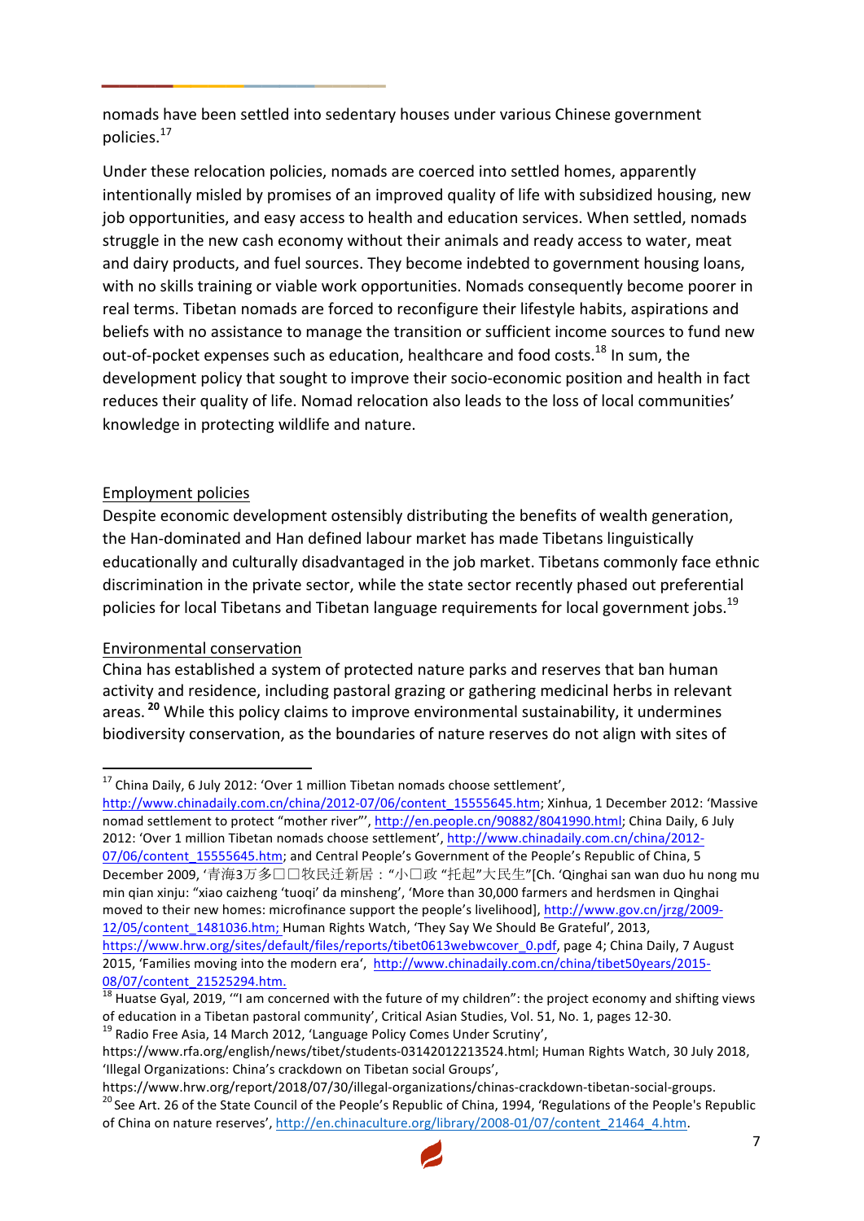nomads have been settled into sedentary houses under various Chinese government policies.[17]

Under these relocation policies, nomads are coerced into settled homes, apparently intentionally misled by promises of an improved quality of life with subsidized housing, new job opportunities, and easy access to health and education services. When settled, nomads struggle in the new cash economy without their animals and ready access to water, meat and dairy products, and fuel sources. They become indebted to government housing loans, with no skills training or viable work opportunities. Nomads consequently become poorer in real terms. Tibetan nomads are forced to reconfigure their lifestyle habits, aspirations and beliefs with no assistance to manage the transition or sufficient income sources to fund new out-of-pocket expenses such as education, healthcare and food costs.[18] In sum, the development policy that sought to improve their socio-economic position and health in fact reduces their quality of life. Nomad relocation also leads to the loss of local communities' knowledge in protecting wildlife and nature.

## Employment policies

Despite economic development ostensibly distributing the benefits of wealth generation, the Han-dominated and Han defined labour market has made Tibetans linguistically educationally and culturally disadvantaged in the job market. Tibetans commonly face ethnic discrimination in the private sector, while the state sector recently phased out preferential policies for local Tibetans and Tibetan language requirements for local government jobs.[19]

## Environmental conservation

China has established a system of protected nature parks and reserves that ban human activity and residence, including pastoral grazing or gathering medicinal herbs in relevant areas.[20] While this policy claims to improve environmental sustainability, it undermines biodiversity conservation, as the boundaries of nature reserves do not align with sites of

---

[17] China Daily, 6 July 2012: 'Over 1 million Tibetan nomads choose settlement', http://www.chinadaily.com.cn/china/2012-07/06/content_15555645.htm; Xinhua, 1 December 2012: 'Massive nomad settlement to protect "mother river"', http://en.people.cn/90882/8041990.html; China Daily, 6 July 2012: 'Over 1 million Tibetan nomads choose settlement', http://www.chinadaily.com.cn/china/2012-07/06/content_15555645.htm; and Central People's Government of the People's Republic of China, 5 December 2009, '青海3万多□□牧民迁新居："小□政 "托起"大民生"[Ch. 'Qinghai san wan duo hu nong mu min qian xinju: "xiao caizheng 'tuoqi' da minsheng', 'More than 30,000 farmers and herdsmen in Qinghai moved to their new homes: microfinance support the people's livelihood], http://www.gov.cn/jrzg/2009-12/05/content_1481036.htm; Human Rights Watch, 'They Say We Should Be Grateful', 2013, https://www.hrw.org/sites/default/files/reports/tibet0613webwcover_0.pdf, page 4; China Daily, 7 August 2015, 'Families moving into the modern era', http://www.chinadaily.com.cn/china/tibet50years/2015-08/07/content_21525294.htm.

[18] Huatse Gyal, 2019, '"I am concerned with the future of my children": the project economy and shifting views of education in a Tibetan pastoral community', Critical Asian Studies, Vol. 51, No. 1, pages 12-30.

[19] Radio Free Asia, 14 March 2012, 'Language Policy Comes Under Scrutiny', https://www.rfa.org/english/news/tibet/students-03142012213524.html; Human Rights Watch, 30 July 2018, 'Illegal Organizations: China's crackdown on Tibetan social Groups', https://www.hrw.org/report/2018/07/30/illegal-organizations-chinas-crackdown-tibetan-social-groups.

[20] See Art. 26 of the State Council of the People's Republic of China, 1994, 'Regulations of the People's Republic of China on nature reserves', http://en.chinaculture.org/library/2008-01/07/content_21464_4.htm.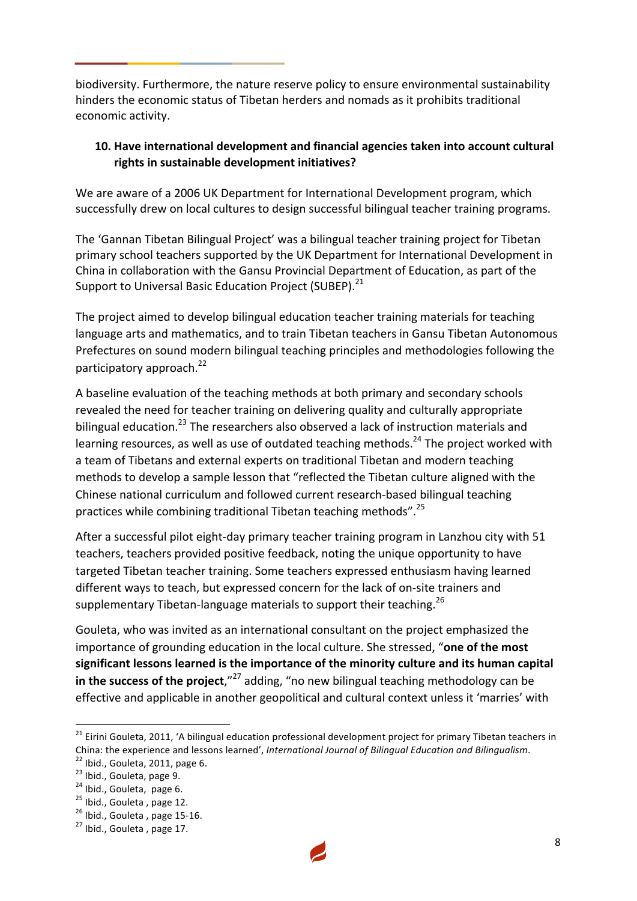biodiversity. Furthermore, the nature reserve policy to ensure environmental sustainability hinders the economic status of Tibetan herders and nomads as it prohibits traditional economic activity.

**10. Have international development and financial agencies taken into account cultural rights in sustainable development initiatives?**

We are aware of a 2006 UK Department for International Development program, which successfully drew on local cultures to design successful bilingual teacher training programs.

The 'Gannan Tibetan Bilingual Project' was a bilingual teacher training project for Tibetan primary school teachers supported by the UK Department for International Development in China in collaboration with the Gansu Provincial Department of Education, as part of the Support to Universal Basic Education Project (SUBEP).[21]

The project aimed to develop bilingual education teacher training materials for teaching language arts and mathematics, and to train Tibetan teachers in Gansu Tibetan Autonomous Prefectures on sound modern bilingual teaching principles and methodologies following the participatory approach.[22]

A baseline evaluation of the teaching methods at both primary and secondary schools revealed the need for teacher training on delivering quality and culturally appropriate bilingual education.[23] The researchers also observed a lack of instruction materials and learning resources, as well as use of outdated teaching methods.[24] The project worked with a team of Tibetans and external experts on traditional Tibetan and modern teaching methods to develop a sample lesson that "reflected the Tibetan culture aligned with the Chinese national curriculum and followed current research-based bilingual teaching practices while combining traditional Tibetan teaching methods".[25]

After a successful pilot eight-day primary teacher training program in Lanzhou city with 51 teachers, teachers provided positive feedback, noting the unique opportunity to have targeted Tibetan teacher training. Some teachers expressed enthusiasm having learned different ways to teach, but expressed concern for the lack of on-site trainers and supplementary Tibetan-language materials to support their teaching.[26]

Gouleta, who was invited as an international consultant on the project emphasized the importance of grounding education in the local culture. She stressed, "**one of the most significant lessons learned is the importance of the minority culture and its human capital in the success of the project**,"[27] adding, "no new bilingual teaching methodology can be effective and applicable in another geopolitical and cultural context unless it 'marries' with

---

[21] Eirini Gouleta, 2011, 'A bilingual education professional development project for primary Tibetan teachers in China: the experience and lessons learned', *International Journal of Bilingual Education and Bilingualism*.

[22] Ibid., Gouleta, 2011, page 6.

[23] Ibid., Gouleta, page 9.

[24] Ibid., Gouleta, page 6.

[25] Ibid., Gouleta , page 12.

[26] Ibid., Gouleta , page 15-16.

[27] Ibid., Gouleta , page 17.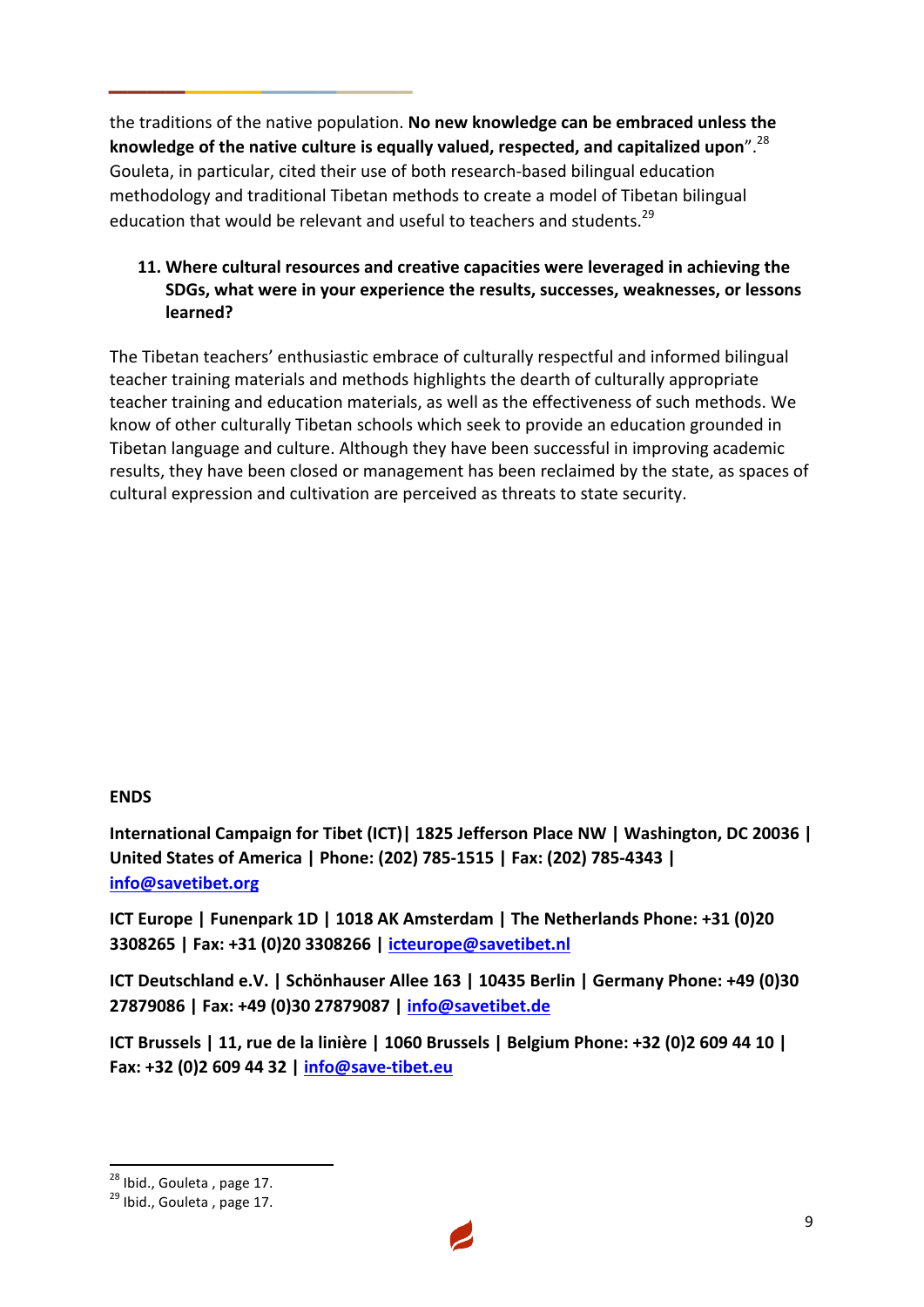the traditions of the native population. **No new knowledge can be embraced unless the knowledge of the native culture is equally valued, respected, and capitalized upon**".[28] Gouleta, in particular, cited their use of both research-based bilingual education methodology and traditional Tibetan methods to create a model of Tibetan bilingual education that would be relevant and useful to teachers and students.[29]

**11. Where cultural resources and creative capacities were leveraged in achieving the SDGs, what were in your experience the results, successes, weaknesses, or lessons learned?**

The Tibetan teachers' enthusiastic embrace of culturally respectful and informed bilingual teacher training materials and methods highlights the dearth of culturally appropriate teacher training and education materials, as well as the effectiveness of such methods. We know of other culturally Tibetan schools which seek to provide an education grounded in Tibetan language and culture. Although they have been successful in improving academic results, they have been closed or management has been reclaimed by the state, as spaces of cultural expression and cultivation are perceived as threats to state security.

**ENDS**

**International Campaign for Tibet (ICT)| 1825 Jefferson Place NW | Washington, DC 20036 | United States of America | Phone: (202) 785-1515 | Fax: (202) 785-4343 | info@savetibet.org**

**ICT Europe | Funenpark 1D | 1018 AK Amsterdam | The Netherlands Phone: +31 (0)20 3308265 | Fax: +31 (0)20 3308266 | icteurope@savetibet.nl**

**ICT Deutschland e.V. | Schönhauser Allee 163 | 10435 Berlin | Germany Phone: +49 (0)30 27879086 | Fax: +49 (0)30 27879087 | info@savetibet.de**

**ICT Brussels | 11, rue de la linière | 1060 Brussels | Belgium Phone: +32 (0)2 609 44 10 | Fax: +32 (0)2 609 44 32 | info@save-tibet.eu**

---

[28] Ibid., Gouleta , page 17.

[29] Ibid., Gouleta , page 17.